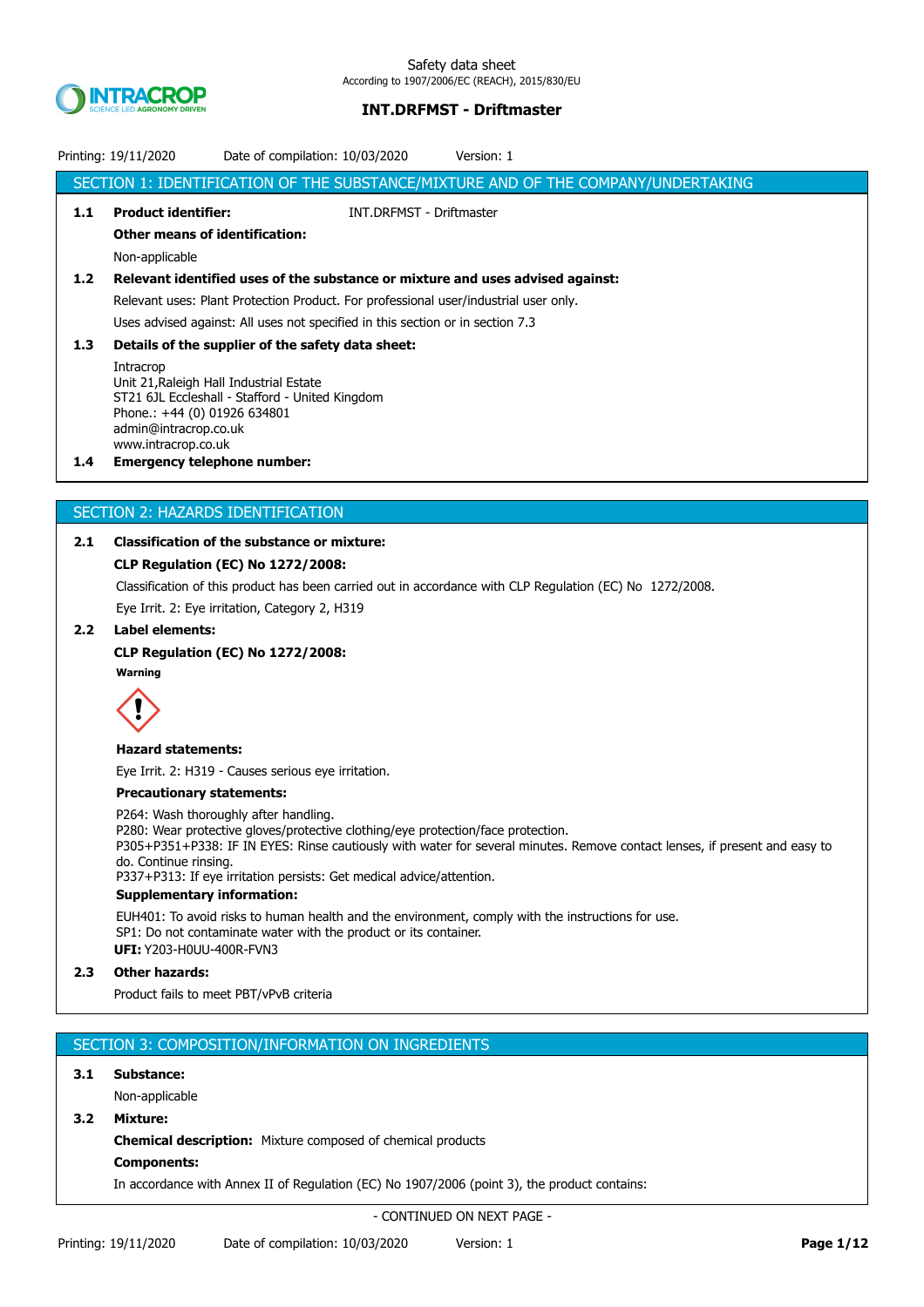# SECTION 1: IDENTIFICATION OF THE SUBSTANCE/MIXTURE AND OF THE COMPANY/UNDERTAKING

**1.1 Product identifier:** INT.DRFMST - Driftmaster

**Other means of identification:**

Non-applicable

**1.2 Relevant identified uses of the substance or mixture and uses advised against:**

Relevant uses: Plant Protection Product. For professional user/industrial user only.

Uses advised against: All uses not specified in this section or in section 7.3

**1.3 Details of the supplier of the safety data sheet:**

Intracrop
Unit 21,Raleigh Hall Industrial Estate
ST21 6JL Eccleshall - Stafford - United Kingdom
Phone.: +44 (0) 01926 634801
admin@intracrop.co.uk
www.intracrop.co.uk

**1.4 Emergency telephone number:**

# SECTION 2: HAZARDS IDENTIFICATION

**2.1 Classification of the substance or mixture:**

**CLP Regulation (EC) No 1272/2008:**

Classification of this product has been carried out in accordance with CLP Regulation (EC) No 1272/2008.

Eye Irrit. 2: Eye irritation, Category 2, H319

**2.2 Label elements:**

**CLP Regulation (EC) No 1272/2008:**

**Warning**

**Hazard statements:**

Eye Irrit. 2: H319 - Causes serious eye irritation.

**Precautionary statements:**

P264: Wash thoroughly after handling.
P280: Wear protective gloves/protective clothing/eye protection/face protection.
P305+P351+P338: IF IN EYES: Rinse cautiously with water for several minutes. Remove contact lenses, if present and easy to do. Continue rinsing.
P337+P313: If eye irritation persists: Get medical advice/attention.

**Supplementary information:**

EUH401: To avoid risks to human health and the environment, comply with the instructions for use.
SP1: Do not contaminate water with the product or its container.
**UFI:** Y203-H0UU-400R-FVN3

**2.3 Other hazards:**

Product fails to meet PBT/vPvB criteria

# SECTION 3: COMPOSITION/INFORMATION ON INGREDIENTS

**3.1 Substance:**

Non-applicable

**3.2 Mixture:**

**Chemical description:** Mixture composed of chemical products

**Components:**

In accordance with Annex II of Regulation (EC) No 1907/2006 (point 3), the product contains:

- CONTINUED ON NEXT PAGE -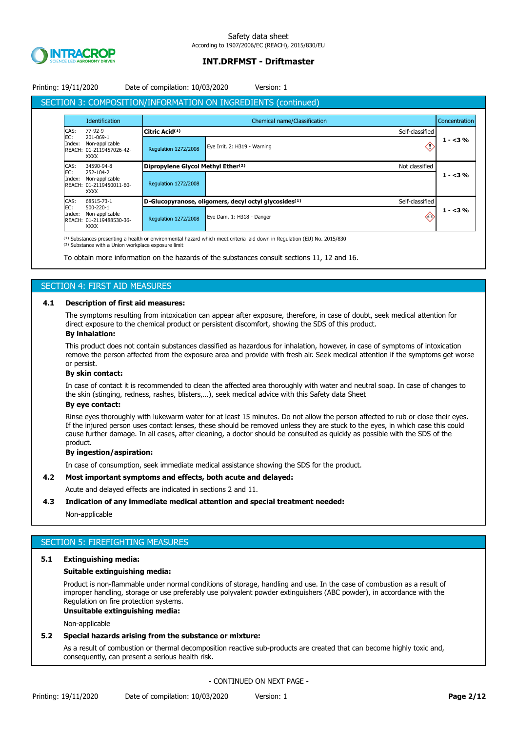## SECTION 3: COMPOSITION/INFORMATION ON INGREDIENTS (continued)

| Identification | Chemical name/Classification | | | Concentration |
|---|---|---|---|---|
| CAS: 77-92-9<br>EC: 201-069-1<br>Index: Non-applicable<br>REACH: 01-2119457026-42-XXXX | **Citric Acid**(1) | | Self-classified | 1 - <3 % |
| | Regulation 1272/2008 | Eye Irrit. 2: H319 - Warning | | |
| CAS: 34590-94-8<br>EC: 252-104-2<br>Index: Non-applicable<br>REACH: 01-2119450011-60-XXXX | **Dipropylene Glycol Methyl Ether**(2) | | Not classified | 1 - <3 % |
| | Regulation 1272/2008 | | | |
| CAS: 68515-73-1<br>EC: 500-220-1<br>Index: Non-applicable<br>REACH: 01-2119488530-36-XXXX | **D-Glucopyranose, oligomers, decyl octyl glycosides**(1) | | Self-classified | 1 - <3 % |
| | Regulation 1272/2008 | Eye Dam. 1: H318 - Danger | | |

(1) Substances presenting a health or environmental hazard which meet criteria laid down in Regulation (EU) No. 2015/830
(2) Substance with a Union workplace exposure limit

To obtain more information on the hazards of the substances consult sections 11, 12 and 16.

## SECTION 4: FIRST AID MEASURES

### 4.1 Description of first aid measures:

The symptoms resulting from intoxication can appear after exposure, therefore, in case of doubt, seek medical attention for direct exposure to the chemical product or persistent discomfort, showing the SDS of this product.

**By inhalation:**

This product does not contain substances classified as hazardous for inhalation, however, in case of symptoms of intoxication remove the person affected from the exposure area and provide with fresh air. Seek medical attention if the symptoms get worse or persist.

**By skin contact:**

In case of contact it is recommended to clean the affected area thoroughly with water and neutral soap. In case of changes to the skin (stinging, redness, rashes, blisters,…), seek medical advice with this Safety data Sheet

**By eye contact:**

Rinse eyes thoroughly with lukewarm water for at least 15 minutes. Do not allow the person affected to rub or close their eyes. If the injured person uses contact lenses, these should be removed unless they are stuck to the eyes, in which case this could cause further damage. In all cases, after cleaning, a doctor should be consulted as quickly as possible with the SDS of the product.

**By ingestion/aspiration:**

In case of consumption, seek immediate medical assistance showing the SDS for the product.

### 4.2 Most important symptoms and effects, both acute and delayed:

Acute and delayed effects are indicated in sections 2 and 11.

### 4.3 Indication of any immediate medical attention and special treatment needed:

Non-applicable

## SECTION 5: FIREFIGHTING MEASURES

### 5.1 Extinguishing media:

**Suitable extinguishing media:**

Product is non-flammable under normal conditions of storage, handling and use. In the case of combustion as a result of improper handling, storage or use preferably use polyvalent powder extinguishers (ABC powder), in accordance with the Regulation on fire protection systems.

**Unsuitable extinguishing media:**

Non-applicable

### 5.2 Special hazards arising from the substance or mixture:

As a result of combustion or thermal decomposition reactive sub-products are created that can become highly toxic and, consequently, can present a serious health risk.

- CONTINUED ON NEXT PAGE -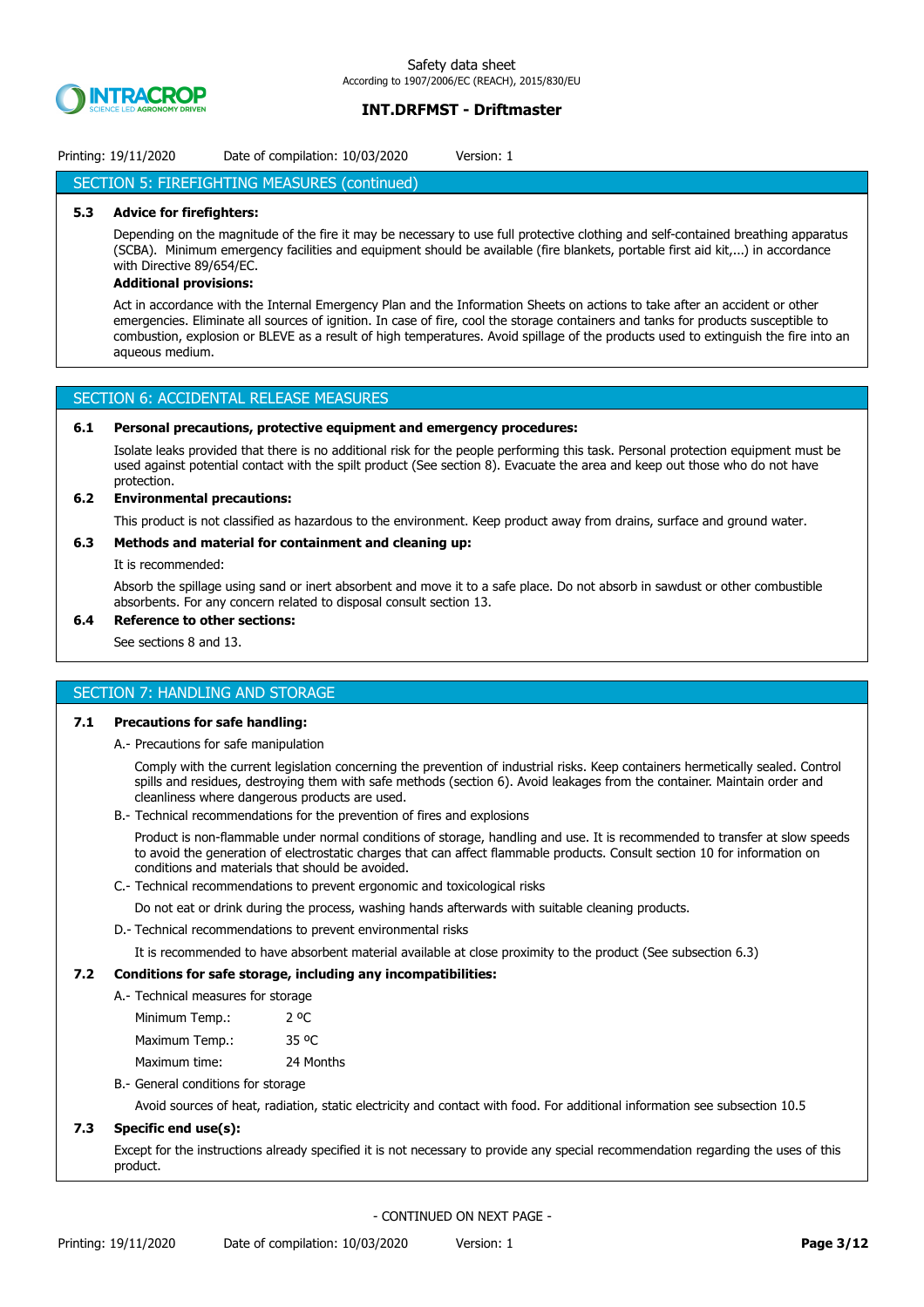## SECTION 5: FIREFIGHTING MEASURES (continued)

**5.3 Advice for firefighters:**

Depending on the magnitude of the fire it may be necessary to use full protective clothing and self-contained breathing apparatus (SCBA). Minimum emergency facilities and equipment should be available (fire blankets, portable first aid kit,...) in accordance with Directive 89/654/EC.

**Additional provisions:**

Act in accordance with the Internal Emergency Plan and the Information Sheets on actions to take after an accident or other emergencies. Eliminate all sources of ignition. In case of fire, cool the storage containers and tanks for products susceptible to combustion, explosion or BLEVE as a result of high temperatures. Avoid spillage of the products used to extinguish the fire into an aqueous medium.

## SECTION 6: ACCIDENTAL RELEASE MEASURES

**6.1 Personal precautions, protective equipment and emergency procedures:**

Isolate leaks provided that there is no additional risk for the people performing this task. Personal protection equipment must be used against potential contact with the spilt product (See section 8). Evacuate the area and keep out those who do not have protection.

**6.2 Environmental precautions:**

This product is not classified as hazardous to the environment. Keep product away from drains, surface and ground water.

**6.3 Methods and material for containment and cleaning up:**

It is recommended:

Absorb the spillage using sand or inert absorbent and move it to a safe place. Do not absorb in sawdust or other combustible absorbents. For any concern related to disposal consult section 13.

**6.4 Reference to other sections:**

See sections 8 and 13.

## SECTION 7: HANDLING AND STORAGE

**7.1 Precautions for safe handling:**

A.- Precautions for safe manipulation

Comply with the current legislation concerning the prevention of industrial risks. Keep containers hermetically sealed. Control spills and residues, destroying them with safe methods (section 6). Avoid leakages from the container. Maintain order and cleanliness where dangerous products are used.

B.- Technical recommendations for the prevention of fires and explosions

Product is non-flammable under normal conditions of storage, handling and use. It is recommended to transfer at slow speeds to avoid the generation of electrostatic charges that can affect flammable products. Consult section 10 for information on conditions and materials that should be avoided.

C.- Technical recommendations to prevent ergonomic and toxicological risks

Do not eat or drink during the process, washing hands afterwards with suitable cleaning products.

D.- Technical recommendations to prevent environmental risks

It is recommended to have absorbent material available at close proximity to the product (See subsection 6.3)

**7.2 Conditions for safe storage, including any incompatibilities:**

A.- Technical measures for storage

| | |
|---|---|
| Minimum Temp.: | 2 ºC |
| Maximum Temp.: | 35 ºC |
| Maximum time: | 24 Months |

B.- General conditions for storage

Avoid sources of heat, radiation, static electricity and contact with food. For additional information see subsection 10.5

**7.3 Specific end use(s):**

Except for the instructions already specified it is not necessary to provide any special recommendation regarding the uses of this product.

- CONTINUED ON NEXT PAGE -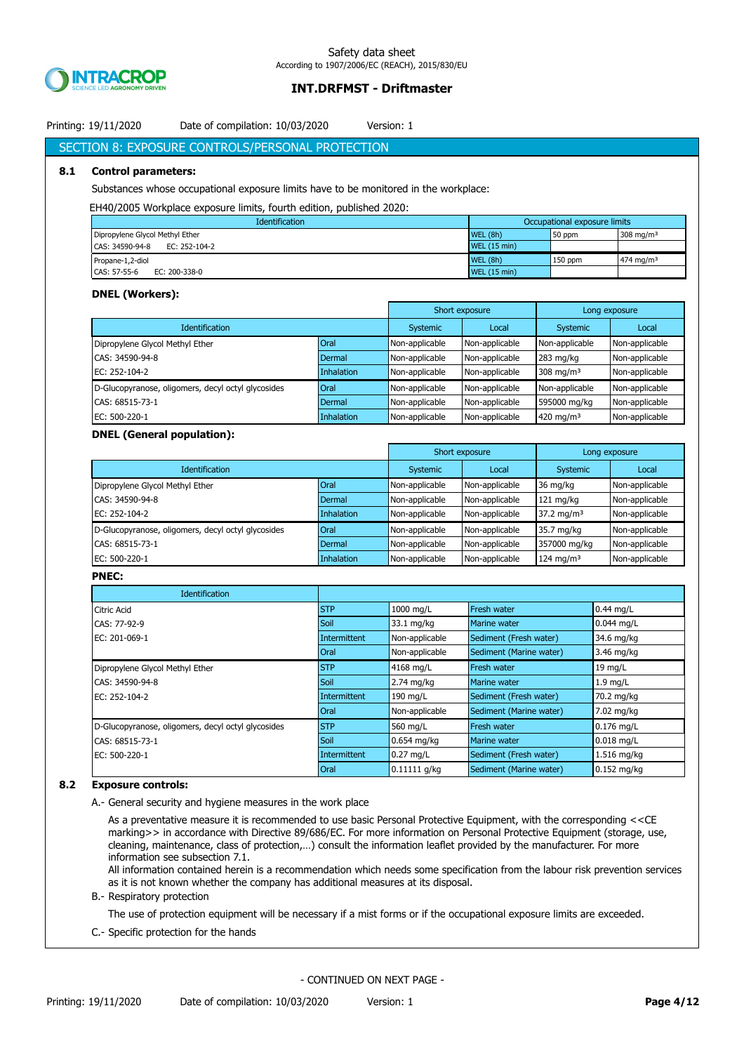## SECTION 8: EXPOSURE CONTROLS/PERSONAL PROTECTION

### 8.1 Control parameters:

Substances whose occupational exposure limits have to be monitored in the workplace:

EH40/2005 Workplace exposure limits, fourth edition, published 2020:

| Identification | Occupational exposure limits | | |
|---|---|---|---|
| Dipropylene Glycol Methyl Ether<br>CAS: 34590-94-8 EC: 252-104-2 | WEL (8h) | 50 ppm | 308 mg/m³ |
| | WEL (15 min) | | |
| Propane-1,2-diol<br>CAS: 57-55-6 EC: 200-338-0 | WEL (8h) | 150 ppm | 474 mg/m³ |
| | WEL (15 min) | | |

**DNEL (Workers):**

| Identification | | Short exposure | | Long exposure | |
|---|---|---|---|---|---|
| | | Systemic | Local | Systemic | Local |
| Dipropylene Glycol Methyl Ether | Oral | Non-applicable | Non-applicable | Non-applicable | Non-applicable |
| CAS: 34590-94-8 | Dermal | Non-applicable | Non-applicable | 283 mg/kg | Non-applicable |
| EC: 252-104-2 | Inhalation | Non-applicable | Non-applicable | 308 mg/m³ | Non-applicable |
| D-Glucopyranose, oligomers, decyl octyl glycosides | Oral | Non-applicable | Non-applicable | Non-applicable | Non-applicable |
| CAS: 68515-73-1 | Dermal | Non-applicable | Non-applicable | 595000 mg/kg | Non-applicable |
| EC: 500-220-1 | Inhalation | Non-applicable | Non-applicable | 420 mg/m³ | Non-applicable |

**DNEL (General population):**

| Identification | | Short exposure | | Long exposure | |
|---|---|---|---|---|---|
| | | Systemic | Local | Systemic | Local |
| Dipropylene Glycol Methyl Ether | Oral | Non-applicable | Non-applicable | 36 mg/kg | Non-applicable |
| CAS: 34590-94-8 | Dermal | Non-applicable | Non-applicable | 121 mg/kg | Non-applicable |
| EC: 252-104-2 | Inhalation | Non-applicable | Non-applicable | 37.2 mg/m³ | Non-applicable |
| D-Glucopyranose, oligomers, decyl octyl glycosides | Oral | Non-applicable | Non-applicable | 35.7 mg/kg | Non-applicable |
| CAS: 68515-73-1 | Dermal | Non-applicable | Non-applicable | 357000 mg/kg | Non-applicable |
| EC: 500-220-1 | Inhalation | Non-applicable | Non-applicable | 124 mg/m³ | Non-applicable |

**PNEC:**

| Identification | | | | |
|---|---|---|---|---|
| Citric Acid | STP | 1000 mg/L | Fresh water | 0.44 mg/L |
| CAS: 77-92-9 | Soil | 33.1 mg/kg | Marine water | 0.044 mg/L |
| EC: 201-069-1 | Intermittent | Non-applicable | Sediment (Fresh water) | 34.6 mg/kg |
| | Oral | Non-applicable | Sediment (Marine water) | 3.46 mg/kg |
| Dipropylene Glycol Methyl Ether | STP | 4168 mg/L | Fresh water | 19 mg/L |
| CAS: 34590-94-8 | Soil | 2.74 mg/kg | Marine water | 1.9 mg/L |
| EC: 252-104-2 | Intermittent | 190 mg/L | Sediment (Fresh water) | 70.2 mg/kg |
| | Oral | Non-applicable | Sediment (Marine water) | 7.02 mg/kg |
| D-Glucopyranose, oligomers, decyl octyl glycosides | STP | 560 mg/L | Fresh water | 0.176 mg/L |
| CAS: 68515-73-1 | Soil | 0.654 mg/kg | Marine water | 0.018 mg/L |
| EC: 500-220-1 | Intermittent | 0.27 mg/L | Sediment (Fresh water) | 1.516 mg/kg |
| | Oral | 0.11111 g/kg | Sediment (Marine water) | 0.152 mg/kg |

### 8.2 Exposure controls:

A.- General security and hygiene measures in the work place

As a preventative measure it is recommended to use basic Personal Protective Equipment, with the corresponding <<CE marking>> in accordance with Directive 89/686/EC. For more information on Personal Protective Equipment (storage, use, cleaning, maintenance, class of protection,…) consult the information leaflet provided by the manufacturer. For more information see subsection 7.1.

All information contained herein is a recommendation which needs some specification from the labour risk prevention services as it is not known whether the company has additional measures at its disposal.

B.- Respiratory protection

The use of protection equipment will be necessary if a mist forms or if the occupational exposure limits are exceeded.

C.- Specific protection for the hands

- CONTINUED ON NEXT PAGE -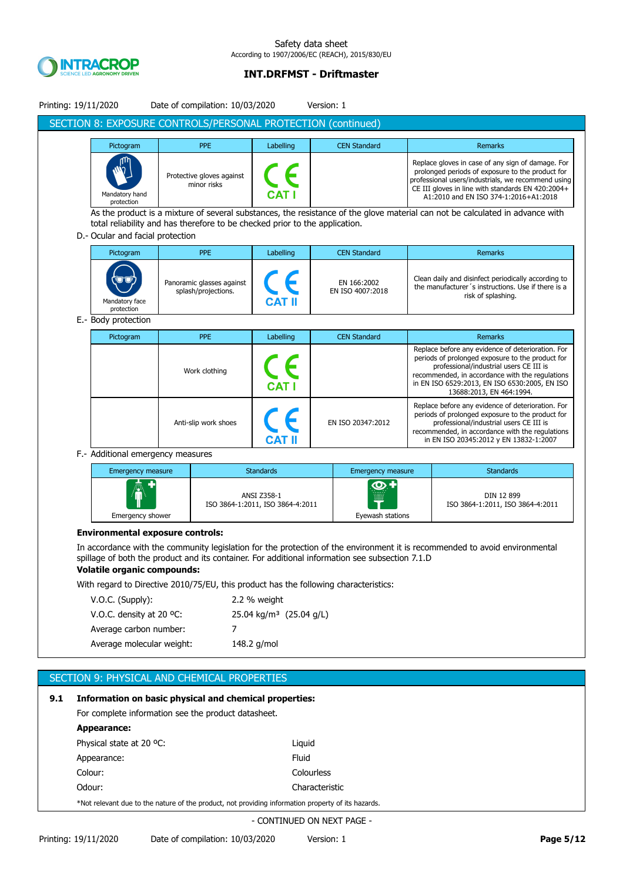## SECTION 8: EXPOSURE CONTROLS/PERSONAL PROTECTION (continued)

| Pictogram | PPE | Labelling | CEN Standard | Remarks |
|---|---|---|---|---|
| Mandatory hand protection | Protective gloves against minor risks | CE CAT I | | Replace gloves in case of any sign of damage. For prolonged periods of exposure to the product for professional users/industrials, we recommend using CE III gloves in line with standards EN 420:2004+ A1:2010 and EN ISO 374-1:2016+A1:2018 |

As the product is a mixture of several substances, the resistance of the glove material can not be calculated in advance with total reliability and has therefore to be checked prior to the application.

D.- Ocular and facial protection

| Pictogram | PPE | Labelling | CEN Standard | Remarks |
|---|---|---|---|---|
| Mandatory face protection | Panoramic glasses against splash/projections. | CE CAT II | EN 166:2002 EN ISO 4007:2018 | Clean daily and disinfect periodically according to the manufacturer´s instructions. Use if there is a risk of splashing. |

E.- Body protection

| Pictogram | PPE | Labelling | CEN Standard | Remarks |
|---|---|---|---|---|
| | Work clothing | CE CAT I | | Replace before any evidence of deterioration. For periods of prolonged exposure to the product for professional/industrial users CE III is recommended, in accordance with the regulations in EN ISO 6529:2013, EN ISO 6530:2005, EN ISO 13688:2013, EN 464:1994. |
| | Anti-slip work shoes | CE CAT II | EN ISO 20347:2012 | Replace before any evidence of deterioration. For periods of prolonged exposure to the product for professional/industrial users CE III is recommended, in accordance with the regulations in EN ISO 20345:2012 y EN 13832-1:2007 |

F.- Additional emergency measures

| Emergency measure | Standards | Emergency measure | Standards |
|---|---|---|---|
| Emergency shower | ANSI Z358-1 ISO 3864-1:2011, ISO 3864-4:2011 | Eyewash stations | DIN 12 899 ISO 3864-1:2011, ISO 3864-4:2011 |

**Environmental exposure controls:**

In accordance with the community legislation for the protection of the environment it is recommended to avoid environmental spillage of both the product and its container. For additional information see subsection 7.1.D

**Volatile organic compounds:**

With regard to Directive 2010/75/EU, this product has the following characteristics:

| | |
|---|---|
| V.O.C. (Supply): | 2.2 % weight |
| V.O.C. density at 20 ºC: | 25.04 kg/m³ (25.04 g/L) |
| Average carbon number: | 7 |
| Average molecular weight: | 148.2 g/mol |

## SECTION 9: PHYSICAL AND CHEMICAL PROPERTIES

**9.1 Information on basic physical and chemical properties:**

For complete information see the product datasheet.

**Appearance:**

| | |
|---|---|
| Physical state at 20 ºC: | Liquid |
| Appearance: | Fluid |
| Colour: | Colourless |
| Odour: | Characteristic |

*Not relevant due to the nature of the product, not providing information property of its hazards.

- CONTINUED ON NEXT PAGE -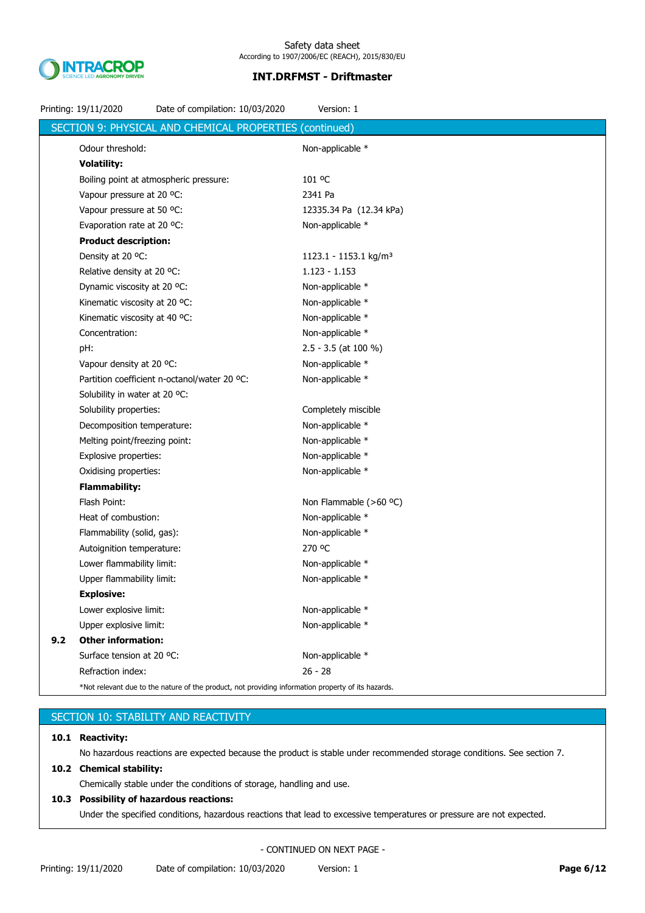## SECTION 9: PHYSICAL AND CHEMICAL PROPERTIES (continued)

| | |
|---|---|
| Odour threshold: | Non-applicable * |
| **Volatility:** | |
| Boiling point at atmospheric pressure: | 101 ºC |
| Vapour pressure at 20 ºC: | 2341 Pa |
| Vapour pressure at 50 ºC: | 12335.34 Pa (12.34 kPa) |
| Evaporation rate at 20 ºC: | Non-applicable * |
| **Product description:** | |
| Density at 20 ºC: | 1123.1 - 1153.1 kg/m³ |
| Relative density at 20 ºC: | 1.123 - 1.153 |
| Dynamic viscosity at 20 ºC: | Non-applicable * |
| Kinematic viscosity at 20 ºC: | Non-applicable * |
| Kinematic viscosity at 40 ºC: | Non-applicable * |
| Concentration: | Non-applicable * |
| pH: | 2.5 - 3.5 (at 100 %) |
| Vapour density at 20 ºC: | Non-applicable * |
| Partition coefficient n-octanol/water 20 ºC: | Non-applicable * |
| Solubility in water at 20 ºC: | |
| Solubility properties: | Completely miscible |
| Decomposition temperature: | Non-applicable * |
| Melting point/freezing point: | Non-applicable * |
| Explosive properties: | Non-applicable * |
| Oxidising properties: | Non-applicable * |
| **Flammability:** | |
| Flash Point: | Non Flammable (>60 ºC) |
| Heat of combustion: | Non-applicable * |
| Flammability (solid, gas): | Non-applicable * |
| Autoignition temperature: | 270 ºC |
| Lower flammability limit: | Non-applicable * |
| Upper flammability limit: | Non-applicable * |
| **Explosive:** | |
| Lower explosive limit: | Non-applicable * |
| Upper explosive limit: | Non-applicable * |

### 9.2 Other information:

| | |
|---|---|
| Surface tension at 20 ºC: | Non-applicable * |
| Refraction index: | 26 - 28 |

*Not relevant due to the nature of the product, not providing information property of its hazards.

## SECTION 10: STABILITY AND REACTIVITY

### 10.1 Reactivity:

No hazardous reactions are expected because the product is stable under recommended storage conditions. See section 7.

### 10.2 Chemical stability:

Chemically stable under the conditions of storage, handling and use.

### 10.3 Possibility of hazardous reactions:

Under the specified conditions, hazardous reactions that lead to excessive temperatures or pressure are not expected.

- CONTINUED ON NEXT PAGE -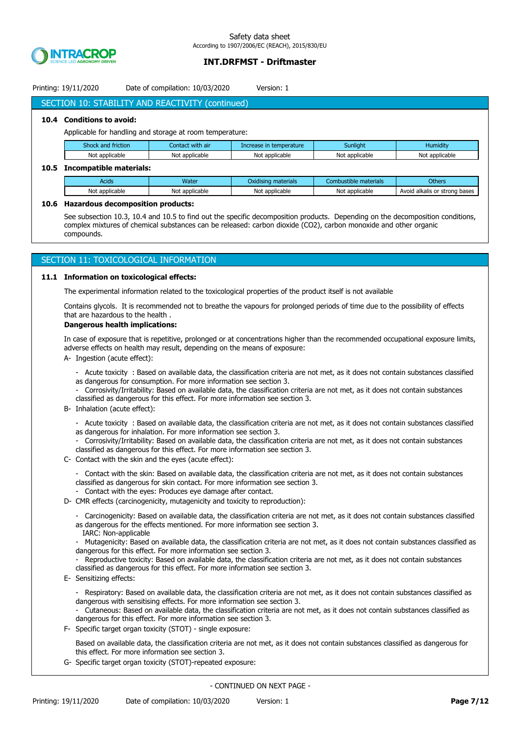## SECTION 10: STABILITY AND REACTIVITY (continued)

**10.4 Conditions to avoid:**

Applicable for handling and storage at room temperature:

| Shock and friction | Contact with air | Increase in temperature | Sunlight | Humidity |
|---|---|---|---|---|
| Not applicable | Not applicable | Not applicable | Not applicable | Not applicable |

**10.5 Incompatible materials:**

| Acids | Water | Oxidising materials | Combustible materials | Others |
|---|---|---|---|---|
| Not applicable | Not applicable | Not applicable | Not applicable | Avoid alkalis or strong bases |

**10.6 Hazardous decomposition products:**

See subsection 10.3, 10.4 and 10.5 to find out the specific decomposition products. Depending on the decomposition conditions, complex mixtures of chemical substances can be released: carbon dioxide ($CO_2$), carbon monoxide and other organic compounds.

## SECTION 11: TOXICOLOGICAL INFORMATION

**11.1 Information on toxicological effects:**

The experimental information related to the toxicological properties of the product itself is not available

Contains glycols. It is recommended not to breathe the vapours for prolonged periods of time due to the possibility of effects that are hazardous to the health .

**Dangerous health implications:**

In case of exposure that is repetitive, prolonged or at concentrations higher than the recommended occupational exposure limits, adverse effects on health may result, depending on the means of exposure:

A- Ingestion (acute effect):

- Acute toxicity : Based on available data, the classification criteria are not met, as it does not contain substances classified as dangerous for consumption. For more information see section 3.
- Corrosivity/Irritability: Based on available data, the classification criteria are not met, as it does not contain substances classified as dangerous for this effect. For more information see section 3.

B- Inhalation (acute effect):

- Acute toxicity : Based on available data, the classification criteria are not met, as it does not contain substances classified as dangerous for inhalation. For more information see section 3.
- Corrosivity/Irritability: Based on available data, the classification criteria are not met, as it does not contain substances classified as dangerous for this effect. For more information see section 3.

C- Contact with the skin and the eyes (acute effect):

- Contact with the skin: Based on available data, the classification criteria are not met, as it does not contain substances classified as dangerous for skin contact. For more information see section 3.
- Contact with the eyes: Produces eye damage after contact.

D- CMR effects (carcinogenicity, mutagenicity and toxicity to reproduction):

- Carcinogenicity: Based on available data, the classification criteria are not met, as it does not contain substances classified as dangerous for the effects mentioned. For more information see section 3.
  IARC: Non-applicable
- Mutagenicity: Based on available data, the classification criteria are not met, as it does not contain substances classified as dangerous for this effect. For more information see section 3.
- Reproductive toxicity: Based on available data, the classification criteria are not met, as it does not contain substances classified as dangerous for this effect. For more information see section 3.

E- Sensitizing effects:

- Respiratory: Based on available data, the classification criteria are not met, as it does not contain substances classified as dangerous with sensitising effects. For more information see section 3.
- Cutaneous: Based on available data, the classification criteria are not met, as it does not contain substances classified as dangerous for this effect. For more information see section 3.

F- Specific target organ toxicity (STOT) - single exposure:

Based on available data, the classification criteria are not met, as it does not contain substances classified as dangerous for this effect. For more information see section 3.

G- Specific target organ toxicity (STOT)-repeated exposure:

- CONTINUED ON NEXT PAGE -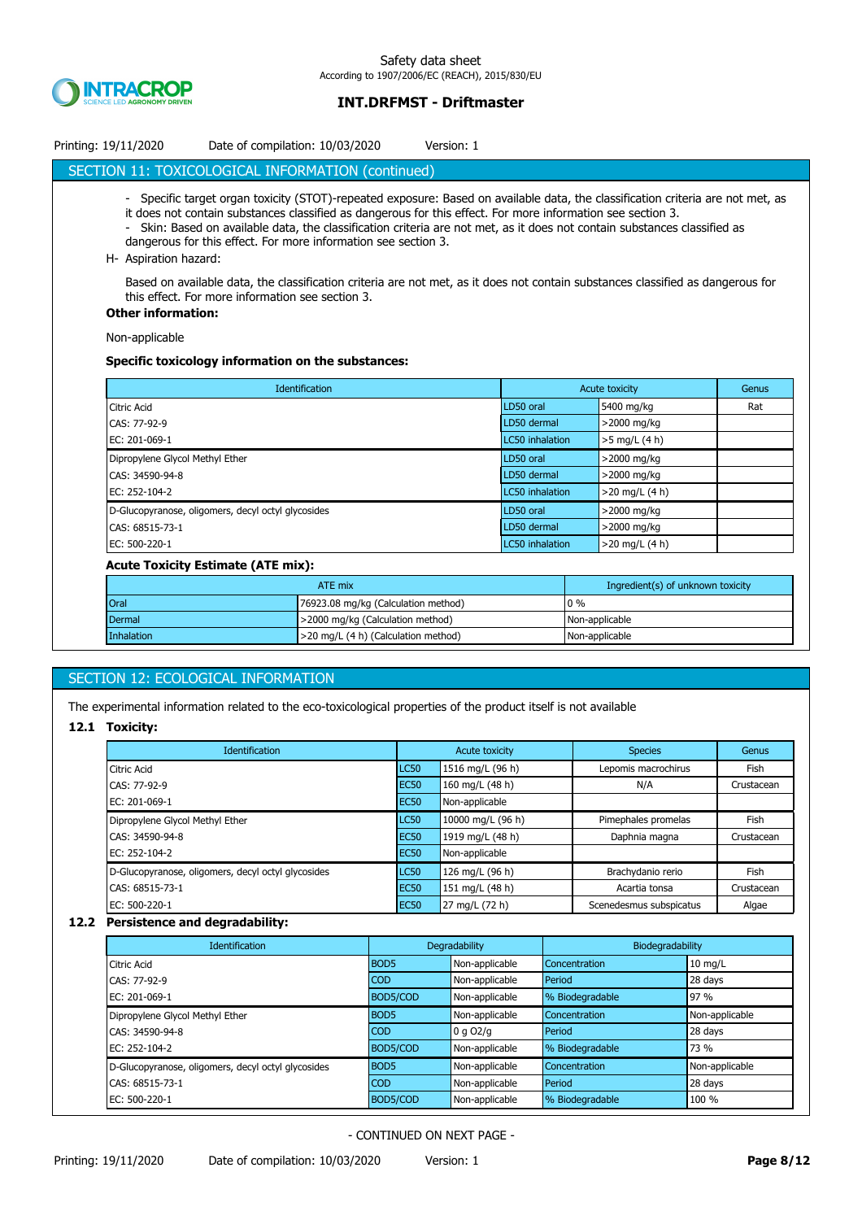## SECTION 11: TOXICOLOGICAL INFORMATION (continued)

- Specific target organ toxicity (STOT)-repeated exposure: Based on available data, the classification criteria are not met, as it does not contain substances classified as dangerous for this effect. For more information see section 3.
- Skin: Based on available data, the classification criteria are not met, as it does not contain substances classified as dangerous for this effect. For more information see section 3.

H- Aspiration hazard:

Based on available data, the classification criteria are not met, as it does not contain substances classified as dangerous for this effect. For more information see section 3.

**Other information:**

Non-applicable

**Specific toxicology information on the substances:**

| Identification | Acute toxicity | | Genus |
|---|---|---|---|
| Citric Acid | LD50 oral | 5400 mg/kg | Rat |
| CAS: 77-92-9 | LD50 dermal | >2000 mg/kg | |
| EC: 201-069-1 | LC50 inhalation | >5 mg/L (4 h) | |
| Dipropylene Glycol Methyl Ether | LD50 oral | >2000 mg/kg | |
| CAS: 34590-94-8 | LD50 dermal | >2000 mg/kg | |
| EC: 252-104-2 | LC50 inhalation | >20 mg/L (4 h) | |
| D-Glucopyranose, oligomers, decyl octyl glycosides | LD50 oral | >2000 mg/kg | |
| CAS: 68515-73-1 | LD50 dermal | >2000 mg/kg | |
| EC: 500-220-1 | LC50 inhalation | >20 mg/L (4 h) | |

**Acute Toxicity Estimate (ATE mix):**

| ATE mix | | Ingredient(s) of unknown toxicity |
|---|---|---|
| Oral | 76923.08 mg/kg (Calculation method) | 0 % |
| Dermal | >2000 mg/kg (Calculation method) | Non-applicable |
| Inhalation | >20 mg/L (4 h) (Calculation method) | Non-applicable |

## SECTION 12: ECOLOGICAL INFORMATION

The experimental information related to the eco-toxicological properties of the product itself is not available

### 12.1 Toxicity:

| Identification | Acute toxicity | | Species | Genus |
|---|---|---|---|---|
| Citric Acid | LC50 | 1516 mg/L (96 h) | Lepomis macrochirus | Fish |
| CAS: 77-92-9 | EC50 | 160 mg/L (48 h) | N/A | Crustacean |
| EC: 201-069-1 | EC50 | Non-applicable | | |
| Dipropylene Glycol Methyl Ether | LC50 | 10000 mg/L (96 h) | Pimephales promelas | Fish |
| CAS: 34590-94-8 | EC50 | 1919 mg/L (48 h) | Daphnia magna | Crustacean |
| EC: 252-104-2 | EC50 | Non-applicable | | |
| D-Glucopyranose, oligomers, decyl octyl glycosides | LC50 | 126 mg/L (96 h) | Brachydanio rerio | Fish |
| CAS: 68515-73-1 | EC50 | 151 mg/L (48 h) | Acartia tonsa | Crustacean |
| EC: 500-220-1 | EC50 | 27 mg/L (72 h) | Scenedesmus subspicatus | Algae |

### 12.2 Persistence and degradability:

| Identification | Degradability | | Biodegradability | |
|---|---|---|---|---|
| Citric Acid | BOD5 | Non-applicable | Concentration | 10 mg/L |
| CAS: 77-92-9 | COD | Non-applicable | Period | 28 days |
| EC: 201-069-1 | BOD5/COD | Non-applicable | % Biodegradable | 97 % |
| Dipropylene Glycol Methyl Ether | BOD5 | Non-applicable | Concentration | Non-applicable |
| CAS: 34590-94-8 | COD | 0 g O2/g | Period | 28 days |
| EC: 252-104-2 | BOD5/COD | Non-applicable | % Biodegradable | 73 % |
| D-Glucopyranose, oligomers, decyl octyl glycosides | BOD5 | Non-applicable | Concentration | Non-applicable |
| CAS: 68515-73-1 | COD | Non-applicable | Period | 28 days |
| EC: 500-220-1 | BOD5/COD | Non-applicable | % Biodegradable | 100 % |

- CONTINUED ON NEXT PAGE -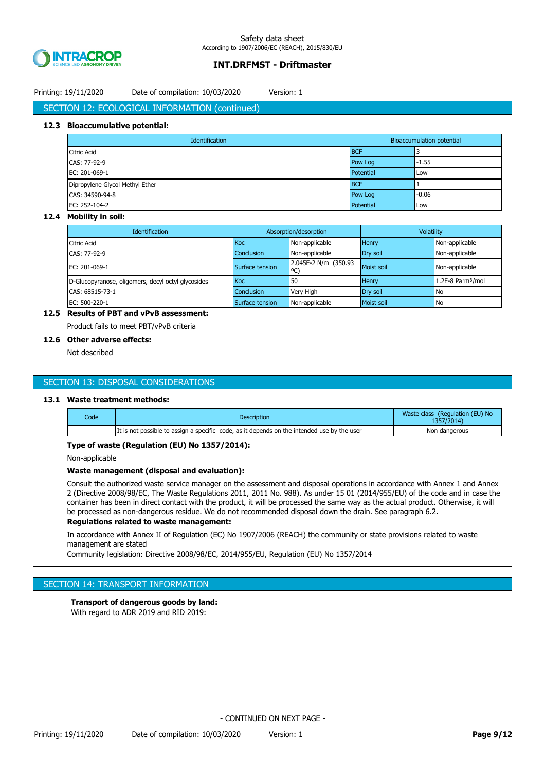## SECTION 12: ECOLOGICAL INFORMATION (continued)

### 12.3 Bioaccumulative potential:

| Identification | Bioaccumulation potential | |
|---|---|---|
| Citric Acid | BCF | 3 |
| CAS: 77-92-9 | Pow Log | -1.55 |
| EC: 201-069-1 | Potential | Low |
| Dipropylene Glycol Methyl Ether | BCF | 1 |
| CAS: 34590-94-8 | Pow Log | -0.06 |
| EC: 252-104-2 | Potential | Low |

### 12.4 Mobility in soil:

| Identification | Absorption/desorption | | Volatility | |
|---|---|---|---|---|
| Citric Acid | Koc | Non-applicable | Henry | Non-applicable |
| CAS: 77-92-9 | Conclusion | Non-applicable | Dry soil | Non-applicable |
| EC: 201-069-1 | Surface tension | 2.045E-2 N/m (350.93 ºC) | Moist soil | Non-applicable |
| D-Glucopyranose, oligomers, decyl octyl glycosides | Koc | 50 | Henry | 1.2E-8 Pa·m³/mol |
| CAS: 68515-73-1 | Conclusion | Very High | Dry soil | No |
| EC: 500-220-1 | Surface tension | Non-applicable | Moist soil | No |

### 12.5 Results of PBT and vPvB assessment:

Product fails to meet PBT/vPvB criteria

### 12.6 Other adverse effects:

Not described

## SECTION 13: DISPOSAL CONSIDERATIONS

### 13.1 Waste treatment methods:

| Code | Description | Waste class (Regulation (EU) No 1357/2014) |
|---|---|---|
| | It is not possible to assign a specific code, as it depends on the intended use by the user | Non dangerous |

**Type of waste (Regulation (EU) No 1357/2014):**

Non-applicable

**Waste management (disposal and evaluation):**

Consult the authorized waste service manager on the assessment and disposal operations in accordance with Annex 1 and Annex 2 (Directive 2008/98/EC, The Waste Regulations 2011, 2011 No. 988). As under 15 01 (2014/955/EU) of the code and in case the container has been in direct contact with the product, it will be processed the same way as the actual product. Otherwise, it will be processed as non-dangerous residue. We do not recommended disposal down the drain. See paragraph 6.2.

**Regulations related to waste management:**

In accordance with Annex II of Regulation (EC) No 1907/2006 (REACH) the community or state provisions related to waste management are stated

Community legislation: Directive 2008/98/EC, 2014/955/EU, Regulation (EU) No 1357/2014

## SECTION 14: TRANSPORT INFORMATION

**Transport of dangerous goods by land:**

With regard to ADR 2019 and RID 2019: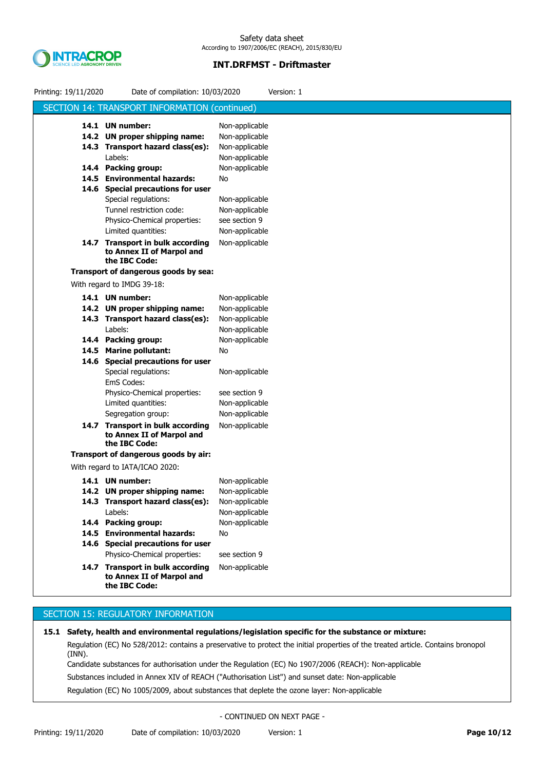## SECTION 14: TRANSPORT INFORMATION (continued)

| | |
|---|---|
| **14.1 UN number:** | Non-applicable |
| **14.2 UN proper shipping name:** | Non-applicable |
| **14.3 Transport hazard class(es):** | Non-applicable |
| Labels: | Non-applicable |
| **14.4 Packing group:** | Non-applicable |
| **14.5 Environmental hazards:** | No |
| **14.6 Special precautions for user** | |
| Special regulations: | Non-applicable |
| Tunnel restriction code: | Non-applicable |
| Physico-Chemical properties: | see section 9 |
| Limited quantities: | Non-applicable |
| **14.7 Transport in bulk according to Annex II of Marpol and the IBC Code:** | Non-applicable |

**Transport of dangerous goods by sea:**

With regard to IMDG 39-18:

| | |
|---|---|
| **14.1 UN number:** | Non-applicable |
| **14.2 UN proper shipping name:** | Non-applicable |
| **14.3 Transport hazard class(es):** | Non-applicable |
| Labels: | Non-applicable |
| **14.4 Packing group:** | Non-applicable |
| **14.5 Marine pollutant:** | No |
| **14.6 Special precautions for user** | |
| Special regulations: | Non-applicable |
| EmS Codes: | |
| Physico-Chemical properties: | see section 9 |
| Limited quantities: | Non-applicable |
| Segregation group: | Non-applicable |
| **14.7 Transport in bulk according to Annex II of Marpol and the IBC Code:** | Non-applicable |

**Transport of dangerous goods by air:**

With regard to IATA/ICAO 2020:

| | |
|---|---|
| **14.1 UN number:** | Non-applicable |
| **14.2 UN proper shipping name:** | Non-applicable |
| **14.3 Transport hazard class(es):** | Non-applicable |
| Labels: | Non-applicable |
| **14.4 Packing group:** | Non-applicable |
| **14.5 Environmental hazards:** | No |
| **14.6 Special precautions for user** | |
| Physico-Chemical properties: | see section 9 |
| **14.7 Transport in bulk according to Annex II of Marpol and the IBC Code:** | Non-applicable |

## SECTION 15: REGULATORY INFORMATION

**15.1 Safety, health and environmental regulations/legislation specific for the substance or mixture:**

Regulation (EC) No 528/2012: contains a preservative to protect the initial properties of the treated article. Contains bronopol (INN).

Candidate substances for authorisation under the Regulation (EC) No 1907/2006 (REACH): Non-applicable

Substances included in Annex XIV of REACH ("Authorisation List") and sunset date: Non-applicable

Regulation (EC) No 1005/2009, about substances that deplete the ozone layer: Non-applicable

- CONTINUED ON NEXT PAGE -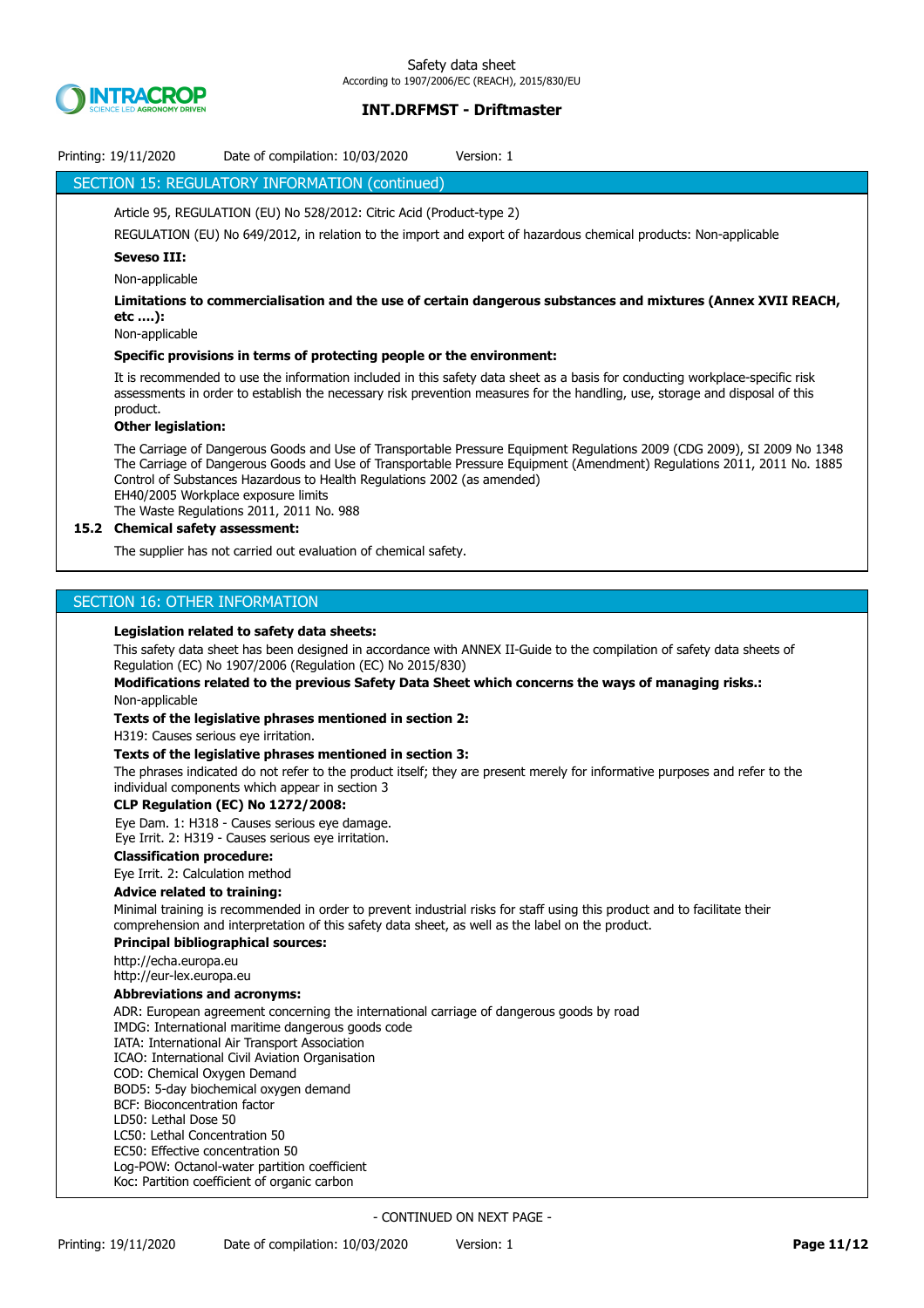## SECTION 15: REGULATORY INFORMATION (continued)

Article 95, REGULATION (EU) No 528/2012: Citric Acid (Product-type 2)

REGULATION (EU) No 649/2012, in relation to the import and export of hazardous chemical products: Non-applicable

**Seveso III:**

Non-applicable

**Limitations to commercialisation and the use of certain dangerous substances and mixtures (Annex XVII REACH, etc ….):**

Non-applicable

**Specific provisions in terms of protecting people or the environment:**

It is recommended to use the information included in this safety data sheet as a basis for conducting workplace-specific risk assessments in order to establish the necessary risk prevention measures for the handling, use, storage and disposal of this product.

**Other legislation:**

The Carriage of Dangerous Goods and Use of Transportable Pressure Equipment Regulations 2009 (CDG 2009), SI 2009 No 1348
The Carriage of Dangerous Goods and Use of Transportable Pressure Equipment (Amendment) Regulations 2011, 2011 No. 1885
Control of Substances Hazardous to Health Regulations 2002 (as amended)
EH40/2005 Workplace exposure limits
The Waste Regulations 2011, 2011 No. 988

**15.2 Chemical safety assessment:**

The supplier has not carried out evaluation of chemical safety.

## SECTION 16: OTHER INFORMATION

**Legislation related to safety data sheets:**

This safety data sheet has been designed in accordance with ANNEX II-Guide to the compilation of safety data sheets of Regulation (EC) No 1907/2006 (Regulation (EC) No 2015/830)

**Modifications related to the previous Safety Data Sheet which concerns the ways of managing risks.:**

Non-applicable

**Texts of the legislative phrases mentioned in section 2:**

H319: Causes serious eye irritation.

**Texts of the legislative phrases mentioned in section 3:**

The phrases indicated do not refer to the product itself; they are present merely for informative purposes and refer to the individual components which appear in section 3

**CLP Regulation (EC) No 1272/2008:**

Eye Dam. 1: H318 - Causes serious eye damage.
Eye Irrit. 2: H319 - Causes serious eye irritation.

**Classification procedure:**

Eye Irrit. 2: Calculation method

**Advice related to training:**

Minimal training is recommended in order to prevent industrial risks for staff using this product and to facilitate their comprehension and interpretation of this safety data sheet, as well as the label on the product.

**Principal bibliographical sources:**

http://echa.europa.eu
http://eur-lex.europa.eu

**Abbreviations and acronyms:**

ADR: European agreement concerning the international carriage of dangerous goods by road
IMDG: International maritime dangerous goods code
IATA: International Air Transport Association
ICAO: International Civil Aviation Organisation
COD: Chemical Oxygen Demand
BOD5: 5-day biochemical oxygen demand
BCF: Bioconcentration factor
LD50: Lethal Dose 50
LC50: Lethal Concentration 50
EC50: Effective concentration 50
Log-POW: Octanol-water partition coefficient
Koc: Partition coefficient of organic carbon

- CONTINUED ON NEXT PAGE -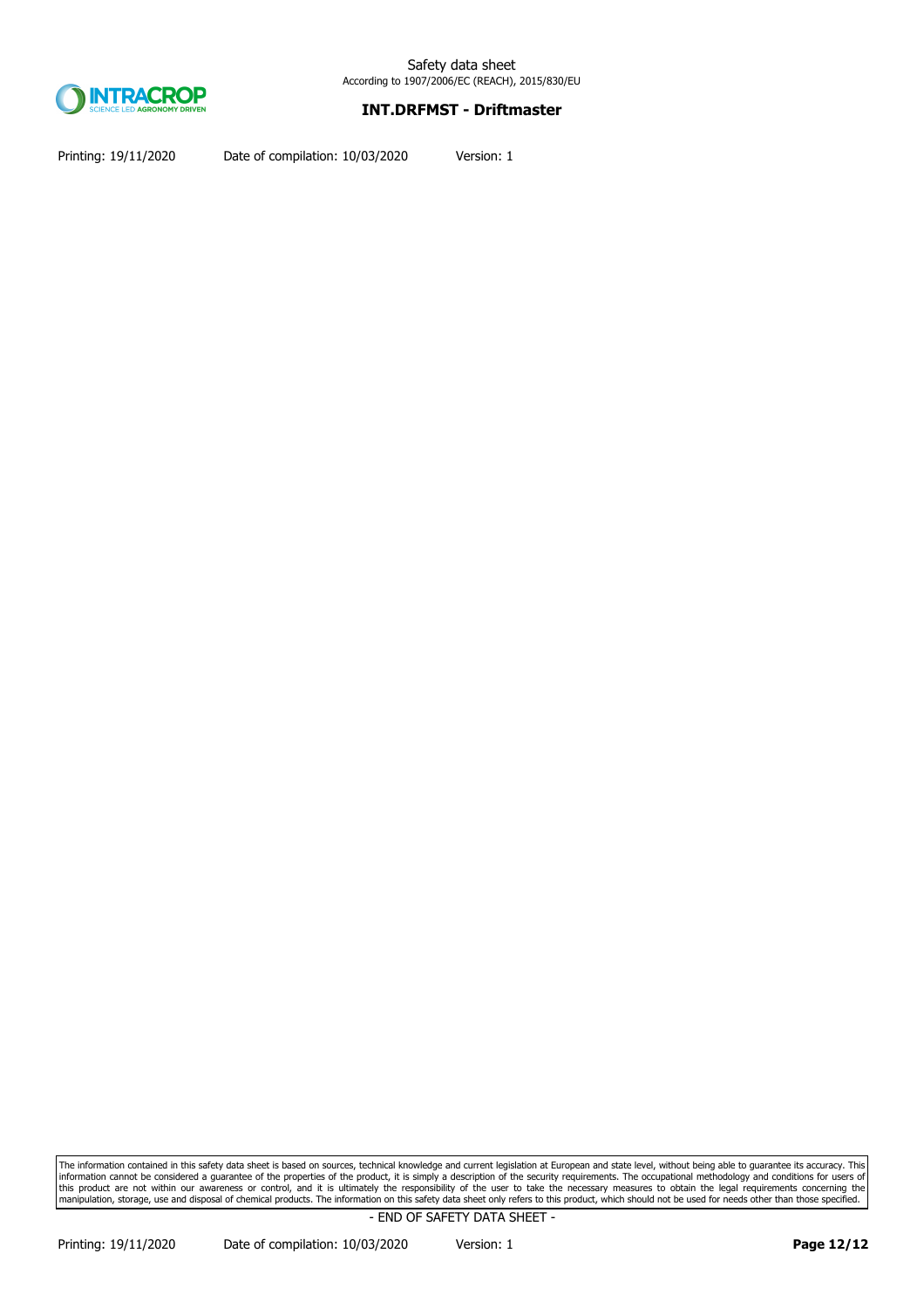The information contained in this safety data sheet is based on sources, technical knowledge and current legislation at European and state level, without being able to guarantee its accuracy. This information cannot be considered a guarantee of the properties of the product, it is simply a description of the security requirements. The occupational methodology and conditions for users of this product are not within our awareness or control, and it is ultimately the responsibility of the user to take the necessary measures to obtain the legal requirements concerning the manipulation, storage, use and disposal of chemical products. The information on this safety data sheet only refers to this product, which should not be used for needs other than those specified.

- END OF SAFETY DATA SHEET -